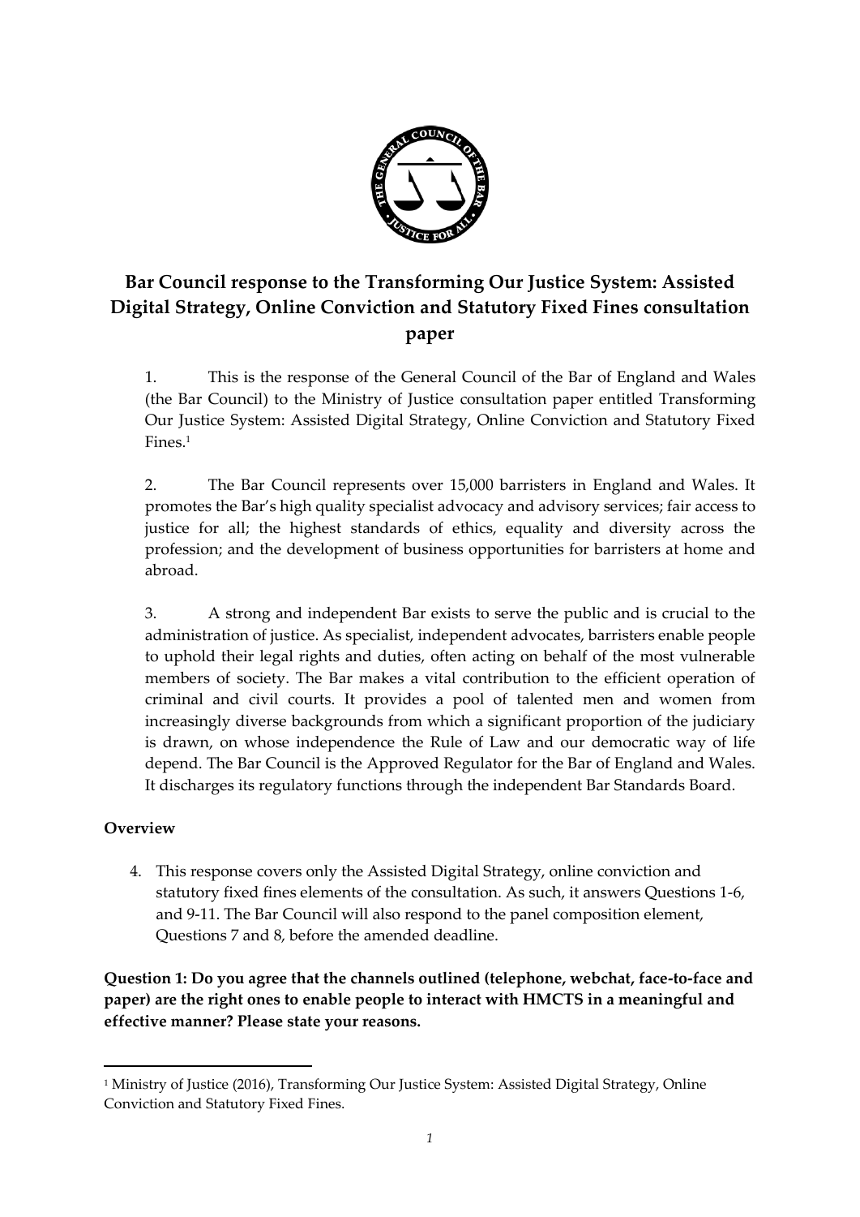# Bar Council response to the Transforming Our Justice System: Assisted Digital Strategy, Online Conviction and Statutory Fixed Fines consultation paper

1. This is the response of the General Council of the Bar of England and Wales (the Bar Council) to the Ministry of Justice consultation paper entitled Transforming Our Justice System: Assisted Digital Strategy, Online Conviction and Statutory Fixed Fines.[1]

2. The Bar Council represents over 15,000 barristers in England and Wales. It promotes the Bar's high quality specialist advocacy and advisory services; fair access to justice for all; the highest standards of ethics, equality and diversity across the profession; and the development of business opportunities for barristers at home and abroad.

3. A strong and independent Bar exists to serve the public and is crucial to the administration of justice. As specialist, independent advocates, barristers enable people to uphold their legal rights and duties, often acting on behalf of the most vulnerable members of society. The Bar makes a vital contribution to the efficient operation of criminal and civil courts. It provides a pool of talented men and women from increasingly diverse backgrounds from which a significant proportion of the judiciary is drawn, on whose independence the Rule of Law and our democratic way of life depend. The Bar Council is the Approved Regulator for the Bar of England and Wales. It discharges its regulatory functions through the independent Bar Standards Board.

## Overview

4. This response covers only the Assisted Digital Strategy, online conviction and statutory fixed fines elements of the consultation. As such, it answers Questions 1-6, and 9-11. The Bar Council will also respond to the panel composition element, Questions 7 and 8, before the amended deadline.

**Question 1: Do you agree that the channels outlined (telephone, webchat, face-to-face and paper) are the right ones to enable people to interact with HMCTS in a meaningful and effective manner? Please state your reasons.**

[1] Ministry of Justice (2016), Transforming Our Justice System: Assisted Digital Strategy, Online Conviction and Statutory Fixed Fines.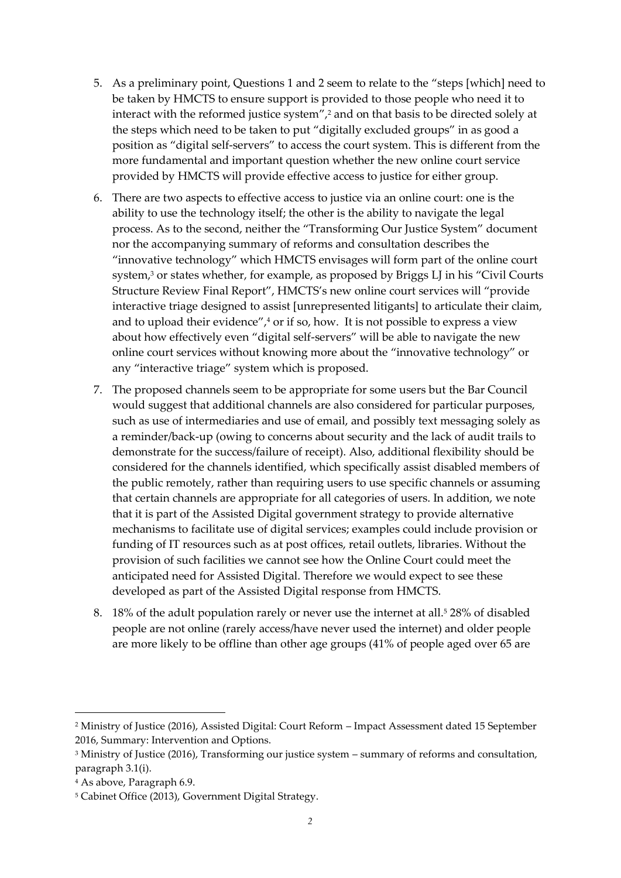5. As a preliminary point, Questions 1 and 2 seem to relate to the "steps [which] need to be taken by HMCTS to ensure support is provided to those people who need it to interact with the reformed justice system",[2] and on that basis to be directed solely at the steps which need to be taken to put "digitally excluded groups" in as good a position as "digital self-servers" to access the court system. This is different from the more fundamental and important question whether the new online court service provided by HMCTS will provide effective access to justice for either group.

6. There are two aspects to effective access to justice via an online court: one is the ability to use the technology itself; the other is the ability to navigate the legal process. As to the second, neither the "Transforming Our Justice System" document nor the accompanying summary of reforms and consultation describes the "innovative technology" which HMCTS envisages will form part of the online court system,[3] or states whether, for example, as proposed by Briggs LJ in his "Civil Courts Structure Review Final Report", HMCTS's new online court services will "provide interactive triage designed to assist [unrepresented litigants] to articulate their claim, and to upload their evidence",[4] or if so, how. It is not possible to express a view about how effectively even "digital self-servers" will be able to navigate the new online court services without knowing more about the "innovative technology" or any "interactive triage" system which is proposed.

7. The proposed channels seem to be appropriate for some users but the Bar Council would suggest that additional channels are also considered for particular purposes, such as use of intermediaries and use of email, and possibly text messaging solely as a reminder/back-up (owing to concerns about security and the lack of audit trails to demonstrate for the success/failure of receipt). Also, additional flexibility should be considered for the channels identified, which specifically assist disabled members of the public remotely, rather than requiring users to use specific channels or assuming that certain channels are appropriate for all categories of users. In addition, we note that it is part of the Assisted Digital government strategy to provide alternative mechanisms to facilitate use of digital services; examples could include provision or funding of IT resources such as at post offices, retail outlets, libraries. Without the provision of such facilities we cannot see how the Online Court could meet the anticipated need for Assisted Digital. Therefore we would expect to see these developed as part of the Assisted Digital response from HMCTS.

8. 18% of the adult population rarely or never use the internet at all.[5] 28% of disabled people are not online (rarely access/have never used the internet) and older people are more likely to be offline than other age groups (41% of people aged over 65 are

---

[2] Ministry of Justice (2016), Assisted Digital: Court Reform – Impact Assessment dated 15 September 2016, Summary: Intervention and Options.

[3] Ministry of Justice (2016), Transforming our justice system – summary of reforms and consultation, paragraph 3.1(i).

[4] As above, Paragraph 6.9.

[5] Cabinet Office (2013), Government Digital Strategy.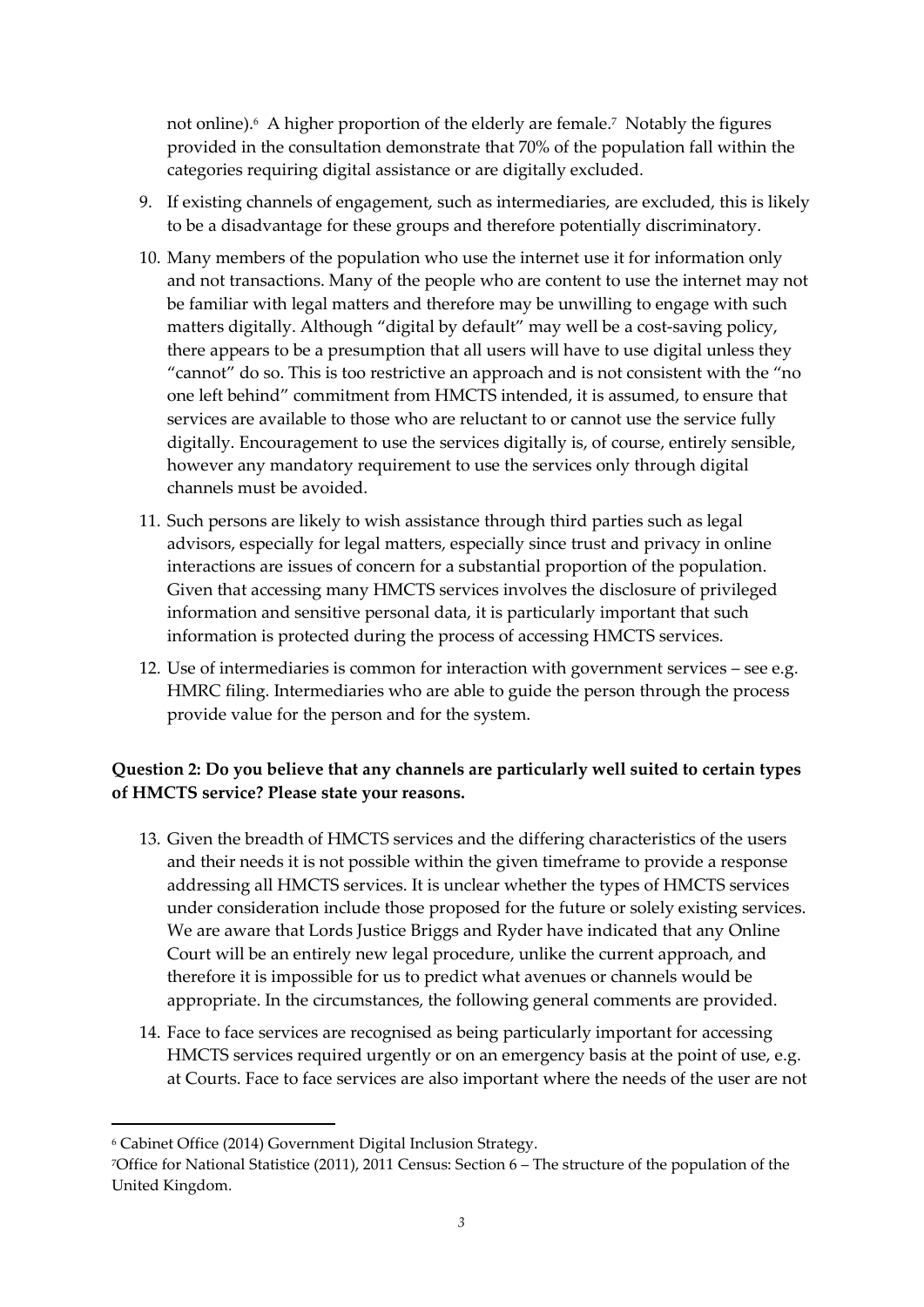not online).[6] A higher proportion of the elderly are female.[7] Notably the figures provided in the consultation demonstrate that 70% of the population fall within the categories requiring digital assistance or are digitally excluded.

9. If existing channels of engagement, such as intermediaries, are excluded, this is likely to be a disadvantage for these groups and therefore potentially discriminatory.

10. Many members of the population who use the internet use it for information only and not transactions. Many of the people who are content to use the internet may not be familiar with legal matters and therefore may be unwilling to engage with such matters digitally. Although "digital by default" may well be a cost-saving policy, there appears to be a presumption that all users will have to use digital unless they "cannot" do so. This is too restrictive an approach and is not consistent with the "no one left behind" commitment from HMCTS intended, it is assumed, to ensure that services are available to those who are reluctant to or cannot use the service fully digitally. Encouragement to use the services digitally is, of course, entirely sensible, however any mandatory requirement to use the services only through digital channels must be avoided.

11. Such persons are likely to wish assistance through third parties such as legal advisors, especially for legal matters, especially since trust and privacy in online interactions are issues of concern for a substantial proportion of the population. Given that accessing many HMCTS services involves the disclosure of privileged information and sensitive personal data, it is particularly important that such information is protected during the process of accessing HMCTS services.

12. Use of intermediaries is common for interaction with government services – see e.g. HMRC filing. Intermediaries who are able to guide the person through the process provide value for the person and for the system.

**Question 2: Do you believe that any channels are particularly well suited to certain types of HMCTS service? Please state your reasons.**

13. Given the breadth of HMCTS services and the differing characteristics of the users and their needs it is not possible within the given timeframe to provide a response addressing all HMCTS services. It is unclear whether the types of HMCTS services under consideration include those proposed for the future or solely existing services. We are aware that Lords Justice Briggs and Ryder have indicated that any Online Court will be an entirely new legal procedure, unlike the current approach, and therefore it is impossible for us to predict what avenues or channels would be appropriate. In the circumstances, the following general comments are provided.

14. Face to face services are recognised as being particularly important for accessing HMCTS services required urgently or on an emergency basis at the point of use, e.g. at Courts. Face to face services are also important where the needs of the user are not

---

[6] Cabinet Office (2014) Government Digital Inclusion Strategy.

[7] Office for National Statistice (2011), 2011 Census: Section 6 – The structure of the population of the United Kingdom.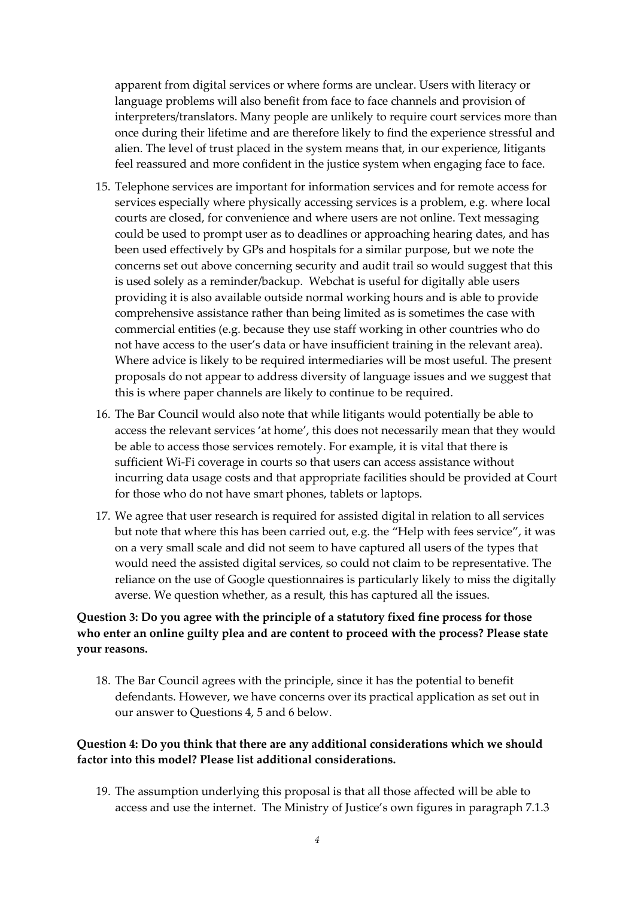apparent from digital services or where forms are unclear. Users with literacy or language problems will also benefit from face to face channels and provision of interpreters/translators. Many people are unlikely to require court services more than once during their lifetime and are therefore likely to find the experience stressful and alien. The level of trust placed in the system means that, in our experience, litigants feel reassured and more confident in the justice system when engaging face to face.

15. Telephone services are important for information services and for remote access for services especially where physically accessing services is a problem, e.g. where local courts are closed, for convenience and where users are not online. Text messaging could be used to prompt user as to deadlines or approaching hearing dates, and has been used effectively by GPs and hospitals for a similar purpose, but we note the concerns set out above concerning security and audit trail so would suggest that this is used solely as a reminder/backup. Webchat is useful for digitally able users providing it is also available outside normal working hours and is able to provide comprehensive assistance rather than being limited as is sometimes the case with commercial entities (e.g. because they use staff working in other countries who do not have access to the user's data or have insufficient training in the relevant area). Where advice is likely to be required intermediaries will be most useful. The present proposals do not appear to address diversity of language issues and we suggest that this is where paper channels are likely to continue to be required.

16. The Bar Council would also note that while litigants would potentially be able to access the relevant services 'at home', this does not necessarily mean that they would be able to access those services remotely. For example, it is vital that there is sufficient Wi-Fi coverage in courts so that users can access assistance without incurring data usage costs and that appropriate facilities should be provided at Court for those who do not have smart phones, tablets or laptops.

17. We agree that user research is required for assisted digital in relation to all services but note that where this has been carried out, e.g. the "Help with fees service", it was on a very small scale and did not seem to have captured all users of the types that would need the assisted digital services, so could not claim to be representative. The reliance on the use of Google questionnaires is particularly likely to miss the digitally averse. We question whether, as a result, this has captured all the issues.

**Question 3: Do you agree with the principle of a statutory fixed fine process for those who enter an online guilty plea and are content to proceed with the process? Please state your reasons.**

18. The Bar Council agrees with the principle, since it has the potential to benefit defendants. However, we have concerns over its practical application as set out in our answer to Questions 4, 5 and 6 below.

**Question 4: Do you think that there are any additional considerations which we should factor into this model? Please list additional considerations.**

19. The assumption underlying this proposal is that all those affected will be able to access and use the internet. The Ministry of Justice's own figures in paragraph 7.1.3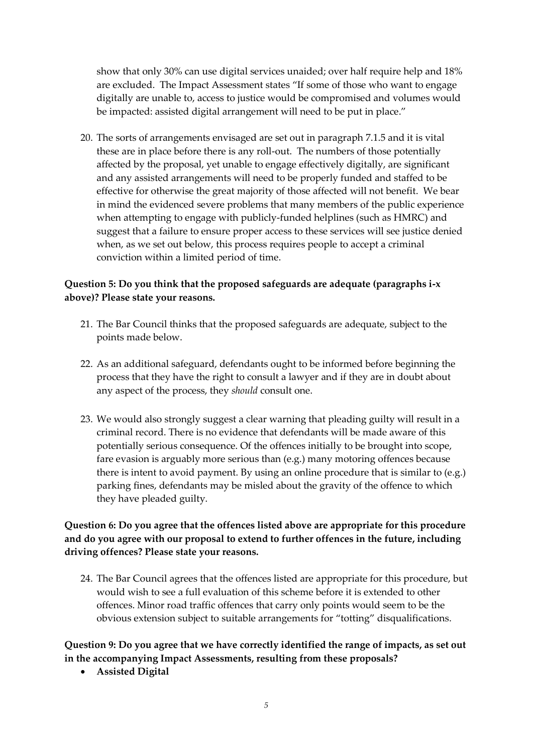show that only 30% can use digital services unaided; over half require help and 18% are excluded. The Impact Assessment states "If some of those who want to engage digitally are unable to, access to justice would be compromised and volumes would be impacted: assisted digital arrangement will need to be put in place."

20. The sorts of arrangements envisaged are set out in paragraph 7.1.5 and it is vital these are in place before there is any roll-out. The numbers of those potentially affected by the proposal, yet unable to engage effectively digitally, are significant and any assisted arrangements will need to be properly funded and staffed to be effective for otherwise the great majority of those affected will not benefit. We bear in mind the evidenced severe problems that many members of the public experience when attempting to engage with publicly-funded helplines (such as HMRC) and suggest that a failure to ensure proper access to these services will see justice denied when, as we set out below, this process requires people to accept a criminal conviction within a limited period of time.

**Question 5: Do you think that the proposed safeguards are adequate (paragraphs i-x above)? Please state your reasons.**

21. The Bar Council thinks that the proposed safeguards are adequate, subject to the points made below.

22. As an additional safeguard, defendants ought to be informed before beginning the process that they have the right to consult a lawyer and if they are in doubt about any aspect of the process, they *should* consult one.

23. We would also strongly suggest a clear warning that pleading guilty will result in a criminal record. There is no evidence that defendants will be made aware of this potentially serious consequence. Of the offences initially to be brought into scope, fare evasion is arguably more serious than (e.g.) many motoring offences because there is intent to avoid payment. By using an online procedure that is similar to (e.g.) parking fines, defendants may be misled about the gravity of the offence to which they have pleaded guilty.

**Question 6: Do you agree that the offences listed above are appropriate for this procedure and do you agree with our proposal to extend to further offences in the future, including driving offences? Please state your reasons.**

24. The Bar Council agrees that the offences listed are appropriate for this procedure, but would wish to see a full evaluation of this scheme before it is extended to other offences. Minor road traffic offences that carry only points would seem to be the obvious extension subject to suitable arrangements for "totting" disqualifications.

**Question 9: Do you agree that we have correctly identified the range of impacts, as set out in the accompanying Impact Assessments, resulting from these proposals?**

- **Assisted Digital**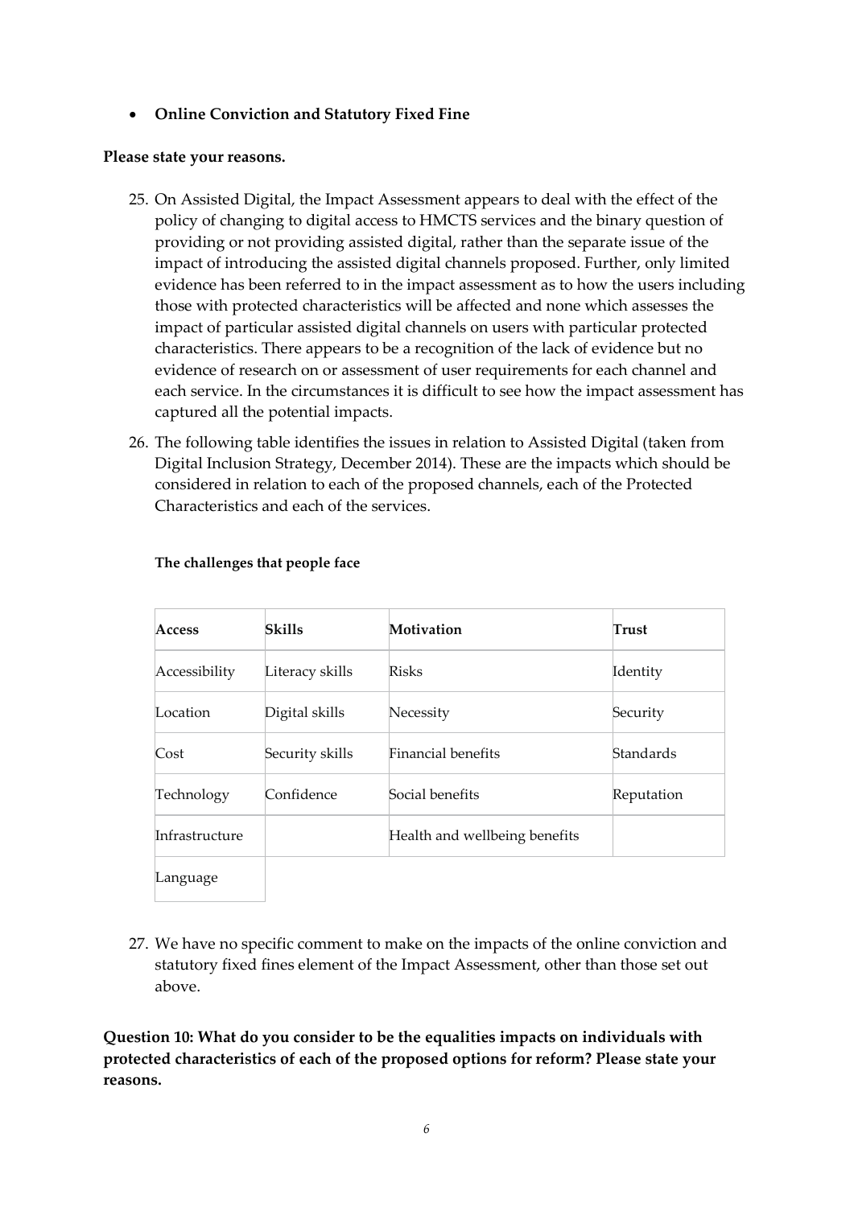- **Online Conviction and Statutory Fixed Fine**

**Please state your reasons.**

25. On Assisted Digital, the Impact Assessment appears to deal with the effect of the policy of changing to digital access to HMCTS services and the binary question of providing or not providing assisted digital, rather than the separate issue of the impact of introducing the assisted digital channels proposed. Further, only limited evidence has been referred to in the impact assessment as to how the users including those with protected characteristics will be affected and none which assesses the impact of particular assisted digital channels on users with particular protected characteristics. There appears to be a recognition of the lack of evidence but no evidence of research on or assessment of user requirements for each channel and each service. In the circumstances it is difficult to see how the impact assessment has captured all the potential impacts.

26. The following table identifies the issues in relation to Assisted Digital (taken from Digital Inclusion Strategy, December 2014). These are the impacts which should be considered in relation to each of the proposed channels, each of the Protected Characteristics and each of the services.

**The challenges that people face**

| Access | Skills | Motivation | Trust |
|---|---|---|---|
| Accessibility | Literacy skills | Risks | Identity |
| Location | Digital skills | Necessity | Security |
| Cost | Security skills | Financial benefits | Standards |
| Technology | Confidence | Social benefits | Reputation |
| Infrastructure | | Health and wellbeing benefits | |
| Language | | | |

27. We have no specific comment to make on the impacts of the online conviction and statutory fixed fines element of the Impact Assessment, other than those set out above.

**Question 10: What do you consider to be the equalities impacts on individuals with protected characteristics of each of the proposed options for reform? Please state your reasons.**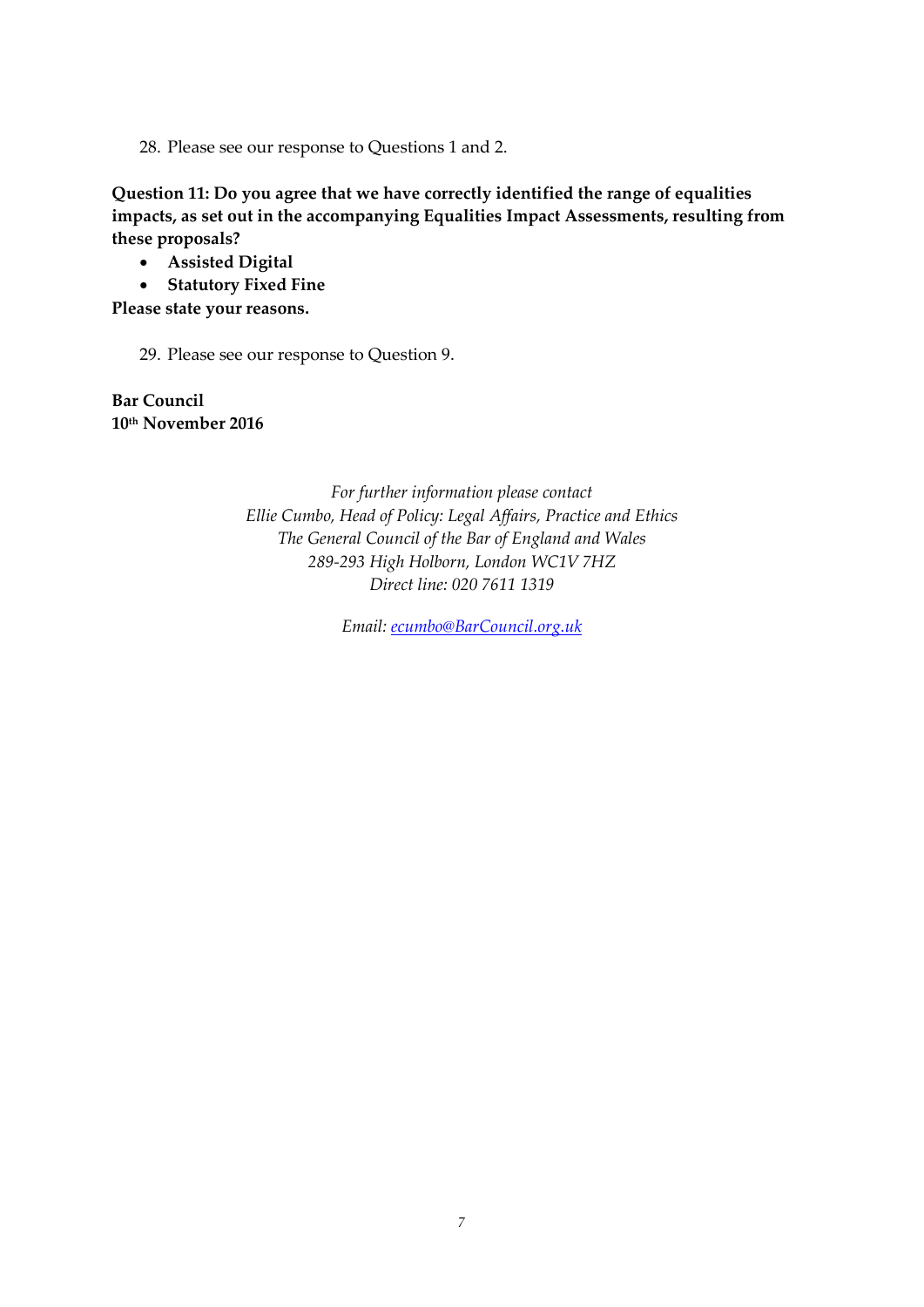28. Please see our response to Questions 1 and 2.

**Question 11: Do you agree that we have correctly identified the range of equalities impacts, as set out in the accompanying Equalities Impact Assessments, resulting from these proposals?**

- **Assisted Digital**
- **Statutory Fixed Fine**

**Please state your reasons.**

29. Please see our response to Question 9.

**Bar Council**
**10th November 2016**

*For further information please contact*
*Ellie Cumbo, Head of Policy: Legal Affairs, Practice and Ethics*
*The General Council of the Bar of England and Wales*
*289-293 High Holborn, London WC1V 7HZ*
*Direct line: 020 7611 1319*

*Email: ecumbo@BarCouncil.org.uk*